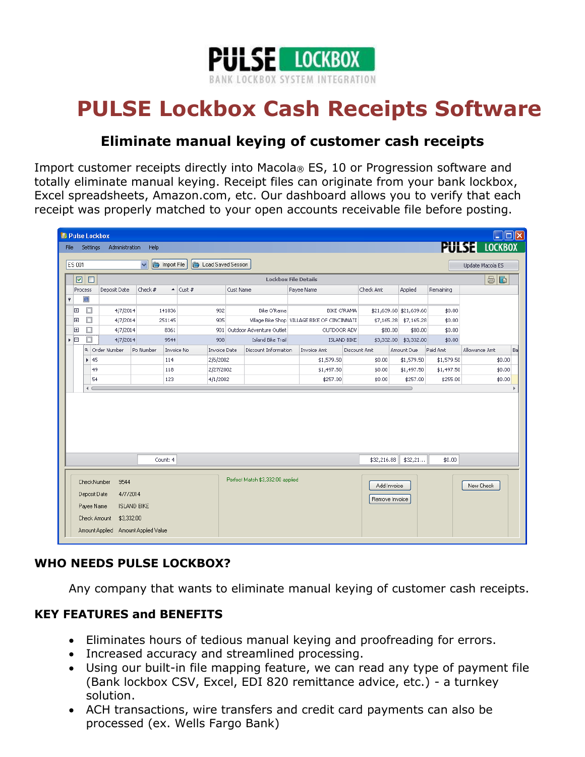# PULSE Lockbox Cash Receipts Software

### Eliminate manual keying of customer cash receipts

Import customer receipts directly into Macola® ES, 10 or Progression software and totally eliminate manual keying. Receipt files can originate from your bank lockbox, Excel spreadsheets, Amazon.com, etc. Our dashboard allows you to verify that each receipt was properly matched to your open accounts receivable file before posting.

### WHO NEEDS PULSE LOCKBOX?

Any company that wants to eliminate manual keying of customer cash receipts.

### KEY FEATURES and BENEFITS

- Eliminates hours of tedious manual keying and proofreading for errors.
- Increased accuracy and streamlined processing.
- Using our built-in file mapping feature, we can read any type of payment file (Bank lockbox CSV, Excel, EDI 820 remittance advice, etc.) - a turnkey solution.
- ACH transactions, wire transfers and credit card payments can also be processed (ex. Wells Fargo Bank)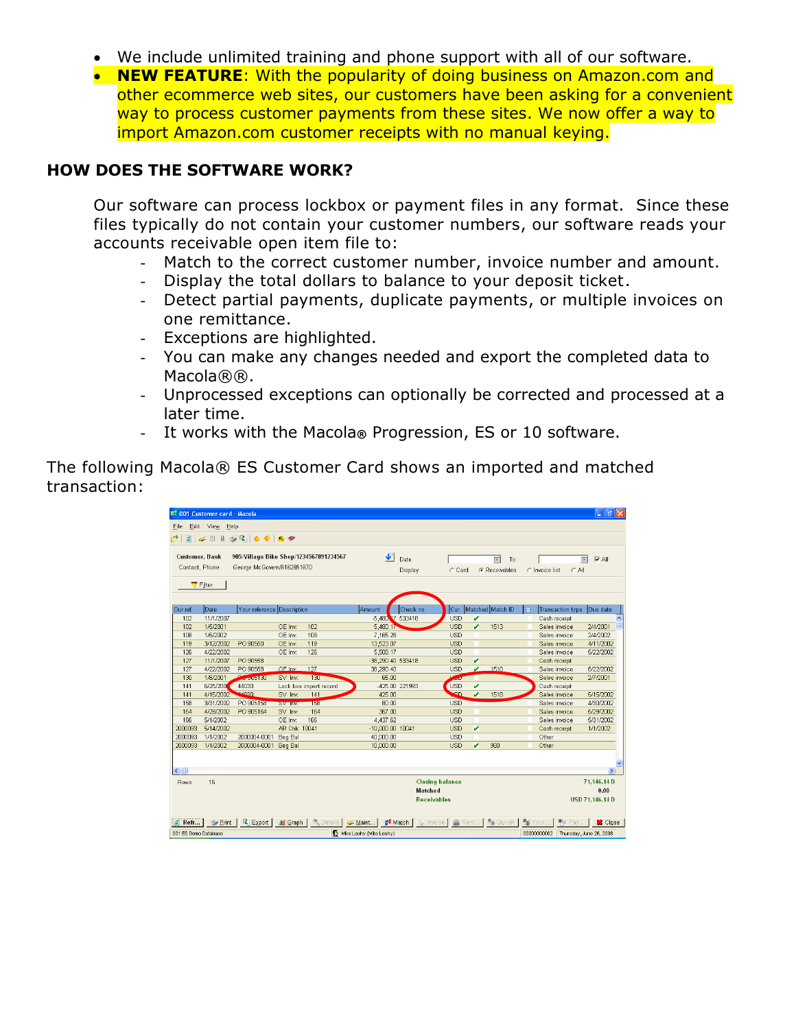- We include unlimited training and phone support with all of our software.
- **NEW FEATURE**: With the popularity of doing business on Amazon.com and other ecommerce web sites, our customers have been asking for a convenient way to process customer payments from these sites. We now offer a way to import Amazon.com customer receipts with no manual keying.

## HOW DOES THE SOFTWARE WORK?

Our software can process lockbox or payment files in any format. Since these files typically do not contain your customer numbers, our software reads your accounts receivable open item file to:

- Match to the correct customer number, invoice number and amount.
- Display the total dollars to balance to your deposit ticket.
- Detect partial payments, duplicate payments, or multiple invoices on one remittance.
- Exceptions are highlighted.
- You can make any changes needed and export the completed data to Macola®®.
- Unprocessed exceptions can optionally be corrected and processed at a later time.
- It works with the Macola® Progression, ES or 10 software.

The following Macola® ES Customer Card shows an imported and matched transaction: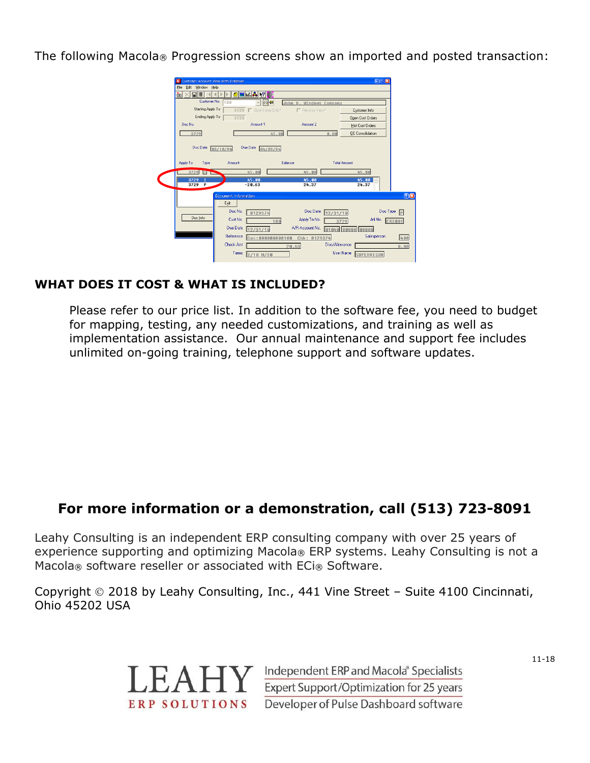The following Macola® Progression screens show an imported and posted transaction:

## WHAT DOES IT COST & WHAT IS INCLUDED?

Please refer to our price list. In addition to the software fee, you need to budget for mapping, testing, any needed customizations, and training as well as implementation assistance. Our annual maintenance and support fee includes unlimited on-going training, telephone support and software updates.

## For more information or a demonstration, call (513) 723-8091

Leahy Consulting is an independent ERP consulting company with over 25 years of experience supporting and optimizing Macola® ERP systems. Leahy Consulting is not a Macola® software reseller or associated with ECi® Software.

Copyright © 2018 by Leahy Consulting, Inc., 441 Vine Street – Suite 4100 Cincinnati, Ohio 45202 USA

LEAHY ERP SOLUTIONS

Independent ERP and Macola® Specialists
Expert Support/Optimization for 25 years
Developer of Pulse Dashboard software

11-18